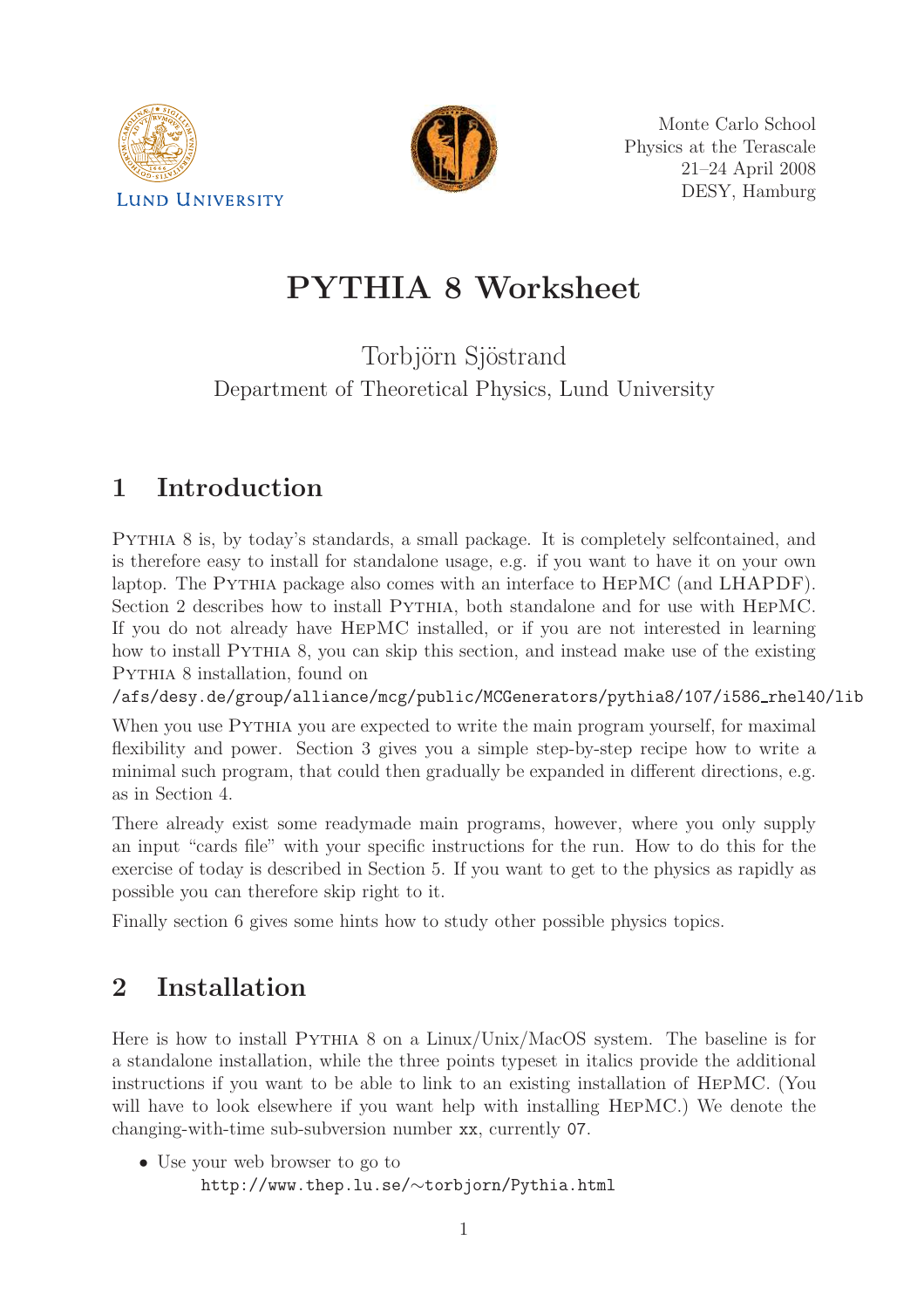Monte Carlo School
Physics at the Terascale
21–24 April 2008
DESY, Hamburg

# PYTHIA 8 Worksheet

Torbjörn Sjöstrand
Department of Theoretical Physics, Lund University

## 1 Introduction

Pythia 8 is, by today's standards, a small package. It is completely selfcontained, and is therefore easy to install for standalone usage, e.g. if you want to have it on your own laptop. The Pythia package also comes with an interface to HepMC (and LHAPDF). Section 2 describes how to install Pythia, both standalone and for use with HepMC. If you do not already have HepMC installed, or if you are not interested in learning how to install Pythia 8, you can skip this section, and instead make use of the existing Pythia 8 installation, found on
`/afs/desy.de/group/alliance/mcg/public/MCGenerators/pythia8/107/i586_rhel40/lib`

When you use Pythia you are expected to write the main program yourself, for maximal flexibility and power. Section 3 gives you a simple step-by-step recipe how to write a minimal such program, that could then gradually be expanded in different directions, e.g. as in Section 4.

There already exist some readymade main programs, however, where you only supply an input "cards file" with your specific instructions for the run. How to do this for the exercise of today is described in Section 5. If you want to get to the physics as rapidly as possible you can therefore skip right to it.

Finally section 6 gives some hints how to study other possible physics topics.

## 2 Installation

Here is how to install Pythia 8 on a Linux/Unix/MacOS system. The baseline is for a standalone installation, while the three points typeset in italics provide the additional instructions if you want to be able to link to an existing installation of HepMC. (You will have to look elsewhere if you want help with installing HepMC.) We denote the changing-with-time sub-subversion number `xx`, currently `07`.

- Use your web browser to go to
  `http://www.thep.lu.se/∼torbjorn/Pythia.html`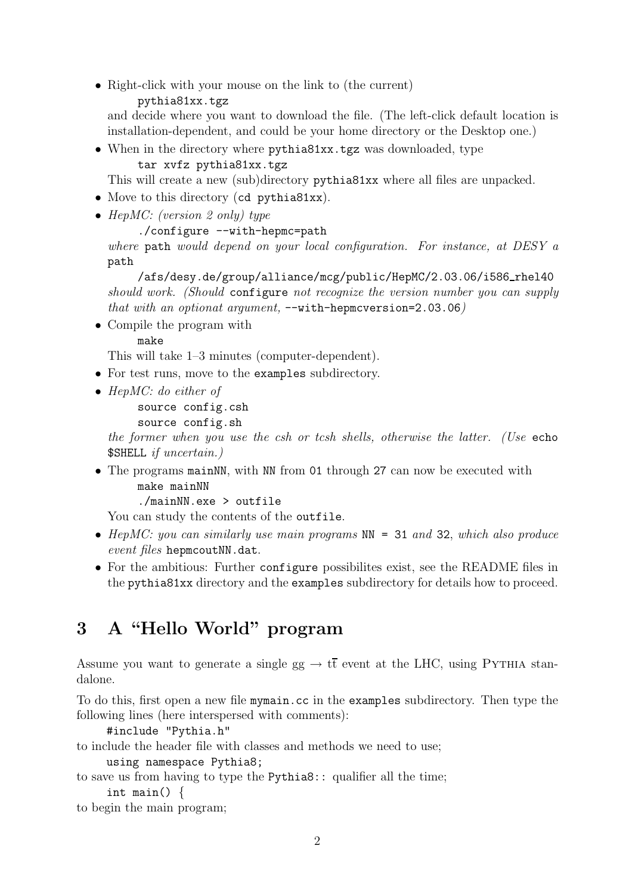- Right-click with your mouse on the link to (the current)
  `pythia81xx.tgz`
  and decide where you want to download the file. (The left-click default location is installation-dependent, and could be your home directory or the Desktop one.)
- When in the directory where `pythia81xx.tgz` was downloaded, type
  `tar xvfz pythia81xx.tgz`
  This will create a new (sub)directory `pythia81xx` where all files are unpacked.
- Move to this directory (`cd pythia81xx`).
- *HepMC: (version 2 only) type*
  `./configure --with-hepmc=path`
  *where* `path` *would depend on your local configuration. For instance, at DESY a* `path`
  `/afs/desy.de/group/alliance/mcg/public/HepMC/2.03.06/i586_rhel40`
  *should work. (Should* `configure` *not recognize the version number you can supply that with an optionat argument,* `--with-hepmcversion=2.03.06`*)*
- Compile the program with
  `make`
  This will take 1–3 minutes (computer-dependent).
- For test runs, move to the `examples` subdirectory.
- *HepMC: do either of*
  `source config.csh`
  `source config.sh`
  *the former when you use the csh or tcsh shells, otherwise the latter. (Use* `echo $SHELL` *if uncertain.)*
- The programs `mainNN`, with `NN` from `01` through `27` can now be executed with
  `make mainNN`
  `./mainNN.exe > outfile`
  You can study the contents of the `outfile`.
- *HepMC: you can similarly use main programs* `NN = 31` *and* `32`*, which also produce event files* `hepmcoutNN.dat`*.*
- For the ambitious: Further `configure` possibilites exist, see the README files in the `pythia81xx` directory and the `examples` subdirectory for details how to proceed.

# 3 A "Hello World" program

Assume you want to generate a single $gg \to t\bar{t}$ event at the LHC, using PYTHIA standalone.

To do this, first open a new file `mymain.cc` in the `examples` subdirectory. Then type the following lines (here interspersed with comments):

```
#include "Pythia.h"
```

to include the header file with classes and methods we need to use;

```
using namespace Pythia8;
```

to save us from having to type the `Pythia8::` qualifier all the time;

```
int main() {
```

to begin the main program;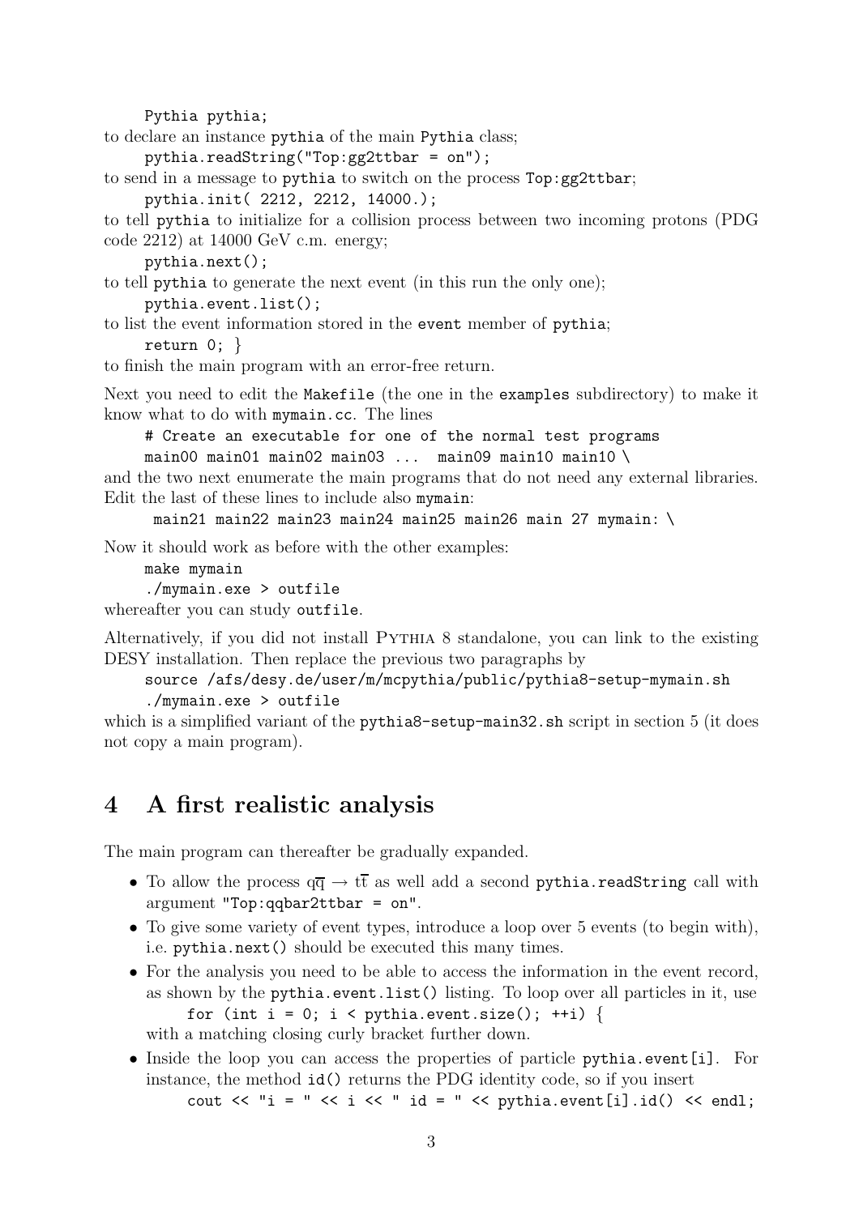```
Pythia pythia;
```

to declare an instance pythia of the main Pythia class;

```
pythia.readString("Top:gg2ttbar = on");
```

to send in a message to pythia to switch on the process Top:gg2ttbar;

```
pythia.init( 2212, 2212, 14000.);
```

to tell pythia to initialize for a collision process between two incoming protons (PDG code 2212) at 14000 GeV c.m. energy;

```
pythia.next();
```

to tell pythia to generate the next event (in this run the only one);

```
pythia.event.list();
```

to list the event information stored in the event member of pythia;

```
return 0; }
```

to finish the main program with an error-free return.

Next you need to edit the Makefile (the one in the examples subdirectory) to make it know what to do with mymain.cc. The lines

```
# Create an executable for one of the normal test programs
main00 main01 main02 main03 ...  main09 main10 main10 \
```

and the two next enumerate the main programs that do not need any external libraries. Edit the last of these lines to include also mymain:

```
main21 main22 main23 main24 main25 main26 main 27 mymain: \
```

Now it should work as before with the other examples:

```
make mymain
./mymain.exe > outfile
```

whereafter you can study outfile.

Alternatively, if you did not install PYTHIA 8 standalone, you can link to the existing DESY installation. Then replace the previous two paragraphs by

```
source /afs/desy.de/user/m/mcpythia/public/pythia8-setup-mymain.sh
./mymain.exe > outfile
```

which is a simplified variant of the pythia8-setup-main32.sh script in section 5 (it does not copy a main program).

## 4 A first realistic analysis

The main program can thereafter be gradually expanded.

- To allow the process $q\overline{q} \to t\overline{t}$ as well add a second pythia.readString call with argument "Top:qqbar2ttbar = on".
- To give some variety of event types, introduce a loop over 5 events (to begin with), i.e. pythia.next() should be executed this many times.
- For the analysis you need to be able to access the information in the event record, as shown by the pythia.event.list() listing. To loop over all particles in it, use
  ```
  for (int i = 0; i < pythia.event.size(); ++i) {
  ```
  with a matching closing curly bracket further down.
- Inside the loop you can access the properties of particle pythia.event[i]. For instance, the method id() returns the PDG identity code, so if you insert
  ```
  cout << "i = " << i << " id = " << pythia.event[i].id() << endl;
  ```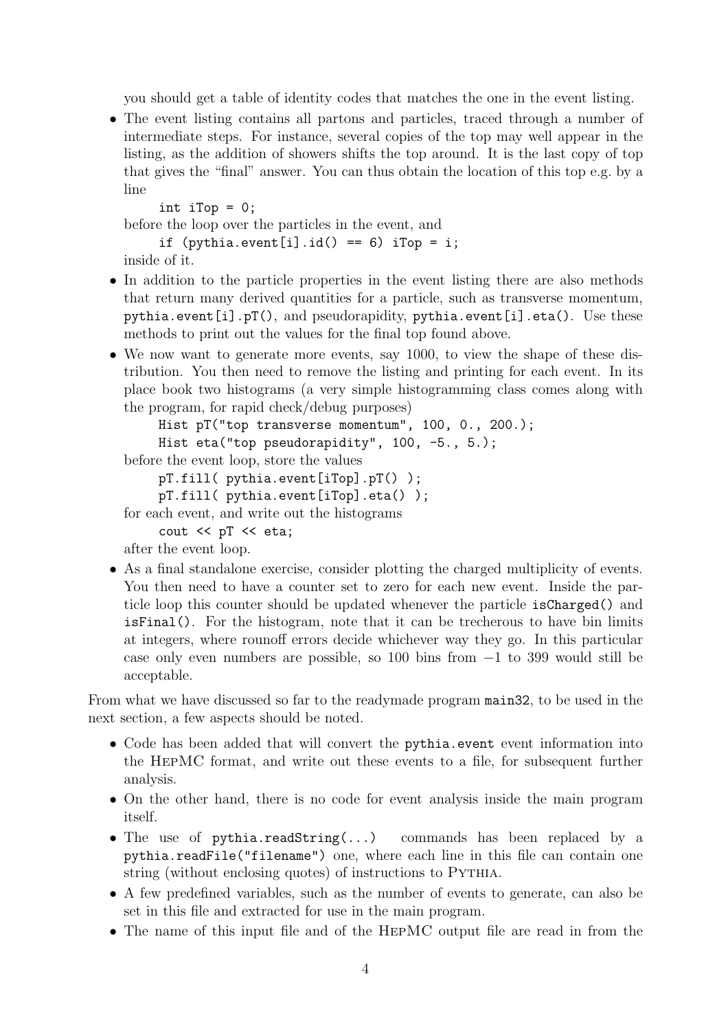you should get a table of identity codes that matches the one in the event listing.

- The event listing contains all partons and particles, traced through a number of intermediate steps. For instance, several copies of the top may well appear in the listing, as the addition of showers shifts the top around. It is the last copy of top that gives the "final" answer. You can thus obtain the location of this top e.g. by a line

  ```
  int iTop = 0;
  ```

  before the loop over the particles in the event, and

  ```
  if (pythia.event[i].id() == 6) iTop = i;
  ```

  inside of it.

- In addition to the particle properties in the event listing there are also methods that return many derived quantities for a particle, such as transverse momentum, `pythia.event[i].pT()`, and pseudorapidity, `pythia.event[i].eta()`. Use these methods to print out the values for the final top found above.

- We now want to generate more events, say 1000, to view the shape of these distribution. You then need to remove the listing and printing for each event. In its place book two histograms (a very simple histogramming class comes along with the program, for rapid check/debug purposes)

  ```
  Hist pT("top transverse momentum", 100, 0., 200.);
  Hist eta("top pseudorapidity", 100, -5., 5.);
  ```

  before the event loop, store the values

  ```
  pT.fill( pythia.event[iTop].pT() );
  pT.fill( pythia.event[iTop].eta() );
  ```

  for each event, and write out the histograms

  ```
  cout << pT << eta;
  ```

  after the event loop.

- As a final standalone exercise, consider plotting the charged multiplicity of events. You then need to have a counter set to zero for each new event. Inside the particle loop this counter should be updated whenever the particle `isCharged()` and `isFinal()`. For the histogram, note that it can be trecherous to have bin limits at integers, where rounoff errors decide whichever way they go. In this particular case only even numbers are possible, so 100 bins from $-1$ to 399 would still be acceptable.

From what we have discussed so far to the readymade program `main32`, to be used in the next section, a few aspects should be noted.

- Code has been added that will convert the `pythia.event` event information into the HepMC format, and write out these events to a file, for subsequent further analysis.
- On the other hand, there is no code for event analysis inside the main program itself.
- The use of `pythia.readString(...)` commands has been replaced by a `pythia.readFile("filename")` one, where each line in this file can contain one string (without enclosing quotes) of instructions to Pythia.
- A few predefined variables, such as the number of events to generate, can also be set in this file and extracted for use in the main program.
- The name of this input file and of the HepMC output file are read in from the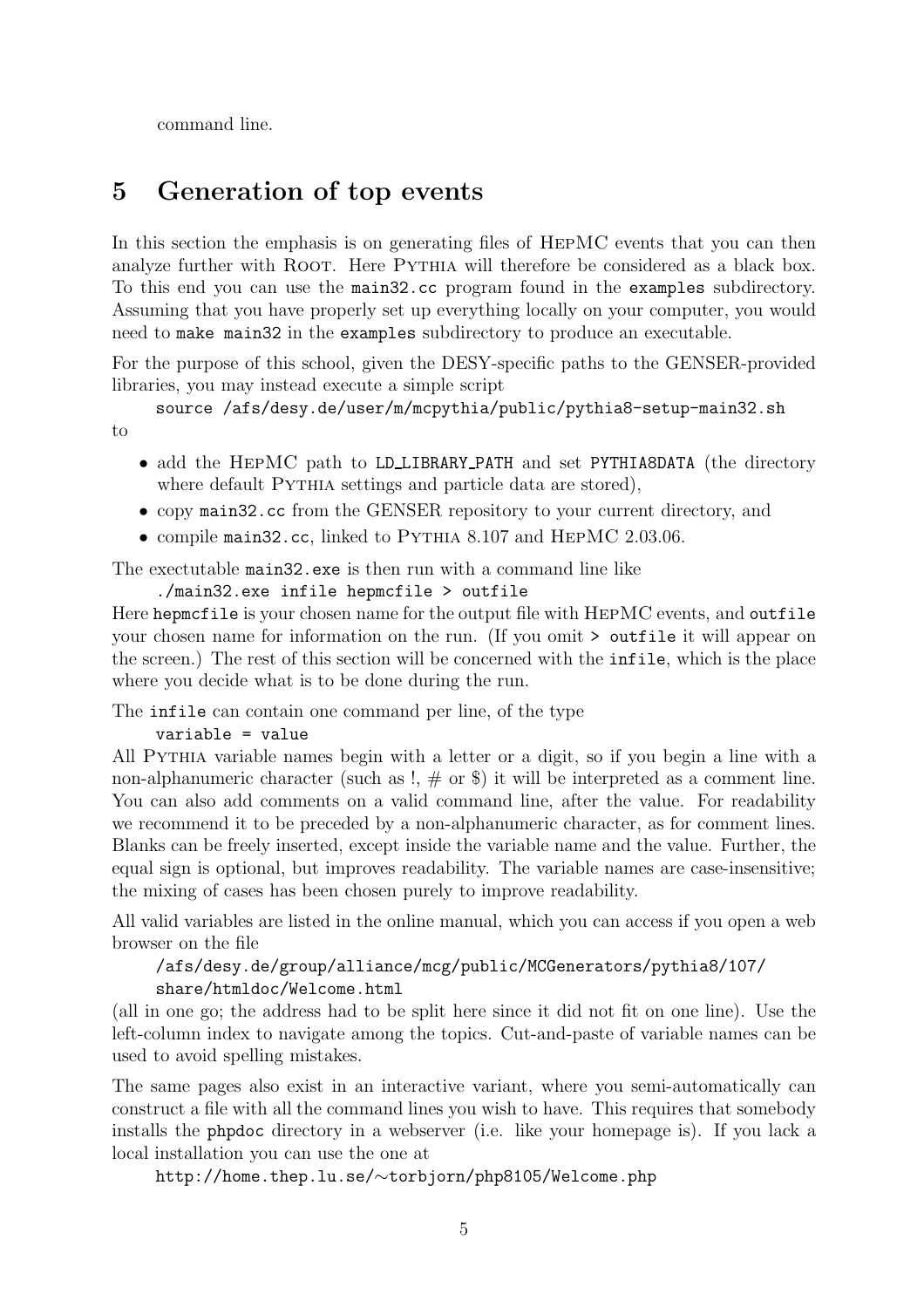command line.

# 5 Generation of top events

In this section the emphasis is on generating files of HepMC events that you can then analyze further with Root. Here Pythia will therefore be considered as a black box. To this end you can use the `main32.cc` program found in the `examples` subdirectory. Assuming that you have properly set up everything locally on your computer, you would need to `make main32` in the `examples` subdirectory to produce an executable.

For the purpose of this school, given the DESY-specific paths to the GENSER-provided libraries, you may instead execute a simple script

```
source /afs/desy.de/user/m/mcpythia/public/pythia8-setup-main32.sh
```

to

- add the HepMC path to `LD_LIBRARY_PATH` and set `PYTHIA8DATA` (the directory where default Pythia settings and particle data are stored),
- copy `main32.cc` from the GENSER repository to your current directory, and
- compile `main32.cc`, linked to Pythia 8.107 and HepMC 2.03.06.

The exectutable `main32.exe` is then run with a command line like

```
./main32.exe infile hepmcfile > outfile
```

Here `hepmcfile` is your chosen name for the output file with HepMC events, and `outfile` your chosen name for information on the run. (If you omit `> outfile` it will appear on the screen.) The rest of this section will be concerned with the `infile`, which is the place where you decide what is to be done during the run.

The `infile` can contain one command per line, of the type

```
variable = value
```

All Pythia variable names begin with a letter or a digit, so if you begin a line with a non-alphanumeric character (such as !, # or $) it will be interpreted as a comment line. You can also add comments on a valid command line, after the value. For readability we recommend it to be preceded by a non-alphanumeric character, as for comment lines. Blanks can be freely inserted, except inside the variable name and the value. Further, the equal sign is optional, but improves readability. The variable names are case-insensitive; the mixing of cases has been chosen purely to improve readability.

All valid variables are listed in the online manual, which you can access if you open a web browser on the file

```
/afs/desy.de/group/alliance/mcg/public/MCGenerators/pythia8/107/
share/htmldoc/Welcome.html
```

(all in one go; the address had to be split here since it did not fit on one line). Use the left-column index to navigate among the topics. Cut-and-paste of variable names can be used to avoid spelling mistakes.

The same pages also exist in an interactive variant, where you semi-automatically can construct a file with all the command lines you wish to have. This requires that somebody installs the `phpdoc` directory in a webserver (i.e. like your homepage is). If you lack a local installation you can use the one at

```
http://home.thep.lu.se/~torbjorn/php8105/Welcome.php
```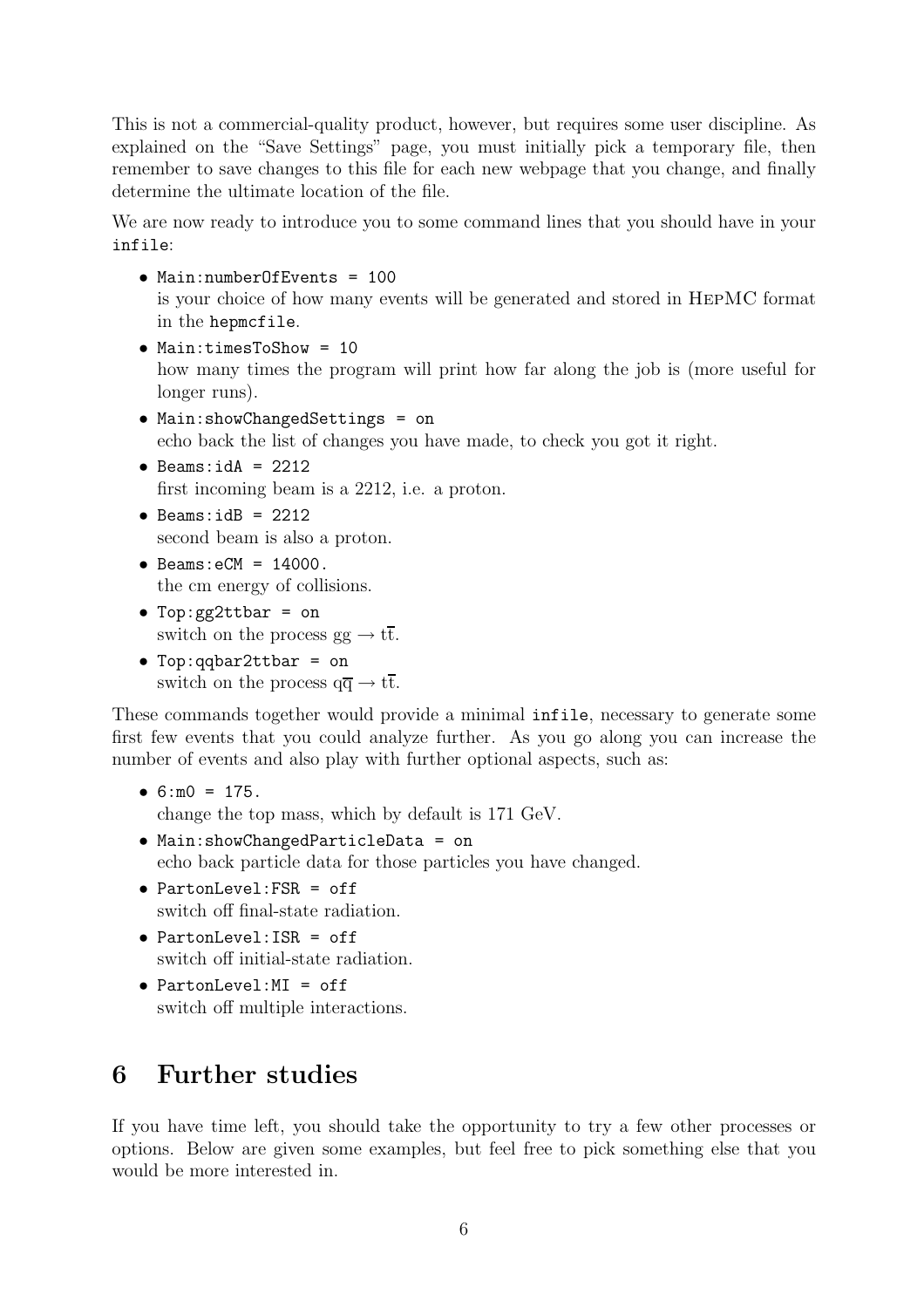This is not a commercial-quality product, however, but requires some user discipline. As explained on the "Save Settings" page, you must initially pick a temporary file, then remember to save changes to this file for each new webpage that you change, and finally determine the ultimate location of the file.

We are now ready to introduce you to some command lines that you should have in your `infile`:

- `Main:numberOfEvents = 100`
  is your choice of how many events will be generated and stored in HepMC format in the `hepmcfile`.
- `Main:timesToShow = 10`
  how many times the program will print how far along the job is (more useful for longer runs).
- `Main:showChangedSettings = on`
  echo back the list of changes you have made, to check you got it right.
- `Beams:idA = 2212`
  first incoming beam is a 2212, i.e. a proton.
- `Beams:idB = 2212`
  second beam is also a proton.
- `Beams:eCM = 14000.`
  the cm energy of collisions.
- `Top:gg2ttbar = on`
  switch on the process $\mathrm{gg} \to \mathrm{t\bar{t}}$.
- `Top:qqbar2ttbar = on`
  switch on the process $\mathrm{q\bar{q}} \to \mathrm{t\bar{t}}$.

These commands together would provide a minimal `infile`, necessary to generate some first few events that you could analyze further. As you go along you can increase the number of events and also play with further optional aspects, such as:

- `6:m0 = 175.`
  change the top mass, which by default is 171 GeV.
- `Main:showChangedParticleData = on`
  echo back particle data for those particles you have changed.
- `PartonLevel:FSR = off`
  switch off final-state radiation.
- `PartonLevel:ISR = off`
  switch off initial-state radiation.
- `PartonLevel:MI = off`
  switch off multiple interactions.

# 6 Further studies

If you have time left, you should take the opportunity to try a few other processes or options. Below are given some examples, but feel free to pick something else that you would be more interested in.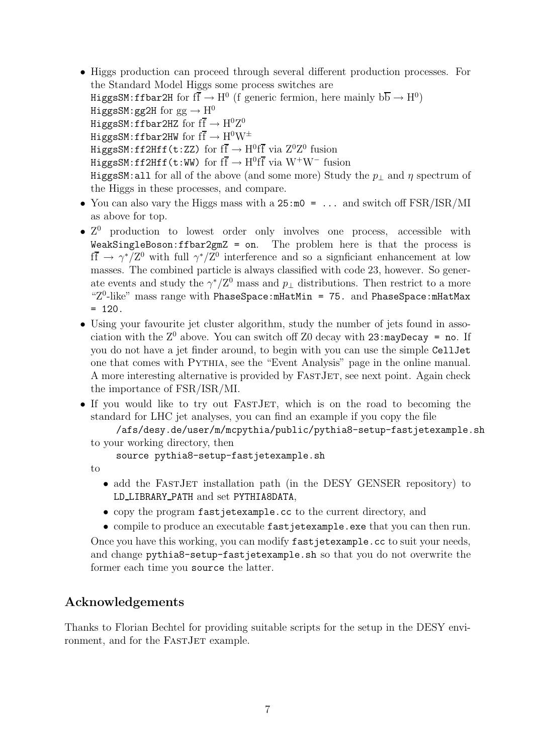- Higgs production can proceed through several different production processes. For the Standard Model Higgs some process switches are
  `HiggsSM:ffbar2H` for $\mathrm{f\overline{f}} \to \mathrm{H}^0$ (f generic fermion, here mainly $\mathrm{b\overline{b}} \to \mathrm{H}^0$)
  `HiggsSM:gg2H` for $\mathrm{gg} \to \mathrm{H}^0$
  `HiggsSM:ffbar2HZ` for $\mathrm{f\overline{f}} \to \mathrm{H}^0\mathrm{Z}^0$
  `HiggsSM:ffbar2HW` for $\mathrm{f\overline{f}} \to \mathrm{H}^0\mathrm{W}^\pm$
  `HiggsSM:ff2Hff(t:ZZ)` for $\mathrm{f\overline{f}} \to \mathrm{H}^0\mathrm{f\overline{f}}$ via $\mathrm{Z}^0\mathrm{Z}^0$ fusion
  `HiggsSM:ff2Hff(t:WW)` for $\mathrm{f\overline{f}} \to \mathrm{H}^0\mathrm{f\overline{f}}$ via $\mathrm{W}^+\mathrm{W}^-$ fusion
  `HiggsSM:all` for all of the above (and some more) Study the $p_\perp$ and $\eta$ spectrum of the Higgs in these processes, and compare.
- You can also vary the Higgs mass with a `25:m0 = ...` and switch off FSR/ISR/MI as above for top.
- $\mathrm{Z}^0$ production to lowest order only involves one process, accessible with `WeakSingleBoson:ffbar2gmZ = on`. The problem here is that the process is $\mathrm{f\overline{f}} \to \gamma^*/\mathrm{Z}^0$ with full $\gamma^*/\mathrm{Z}^0$ interference and so a signficiant enhancement at low masses. The combined particle is always classified with code 23, however. So generate events and study the $\gamma^*/\mathrm{Z}^0$ mass and $p_\perp$ distributions. Then restrict to a more "$\mathrm{Z}^0$-like" mass range with `PhaseSpace:mHatMin = 75.` and `PhaseSpace:mHatMax = 120.`
- Using your favourite jet cluster algorithm, study the number of jets found in association with the $\mathrm{Z}^0$ above. You can switch off Z0 decay with `23:mayDecay = no`. If you do not have a jet finder around, to begin with you can use the simple `CellJet` one that comes with PYTHIA, see the "Event Analysis" page in the online manual. A more interesting alternative is provided by FASTJET, see next point. Again check the importance of FSR/ISR/MI.
- If you would like to try out FASTJET, which is on the road to becoming the standard for LHC jet analyses, you can find an example if you copy the file

  ```
  /afs/desy.de/user/m/mcpythia/public/pythia8-setup-fastjetexample.sh
  ```

  to your working directory, then

  ```
  source pythia8-setup-fastjetexample.sh
  ```

  to

  - add the FASTJET installation path (in the DESY GENSER repository) to `LD_LIBRARY_PATH` and set `PYTHIA8DATA`,
  - copy the program `fastjetexample.cc` to the current directory, and
  - compile to produce an executable `fastjetexample.exe` that you can then run.

  Once you have this working, you can modify `fastjetexample.cc` to suit your needs, and change `pythia8-setup-fastjetexample.sh` so that you do not overwrite the former each time you `source` the latter.

## Acknowledgements

Thanks to Florian Bechtel for providing suitable scripts for the setup in the DESY environment, and for the FASTJET example.